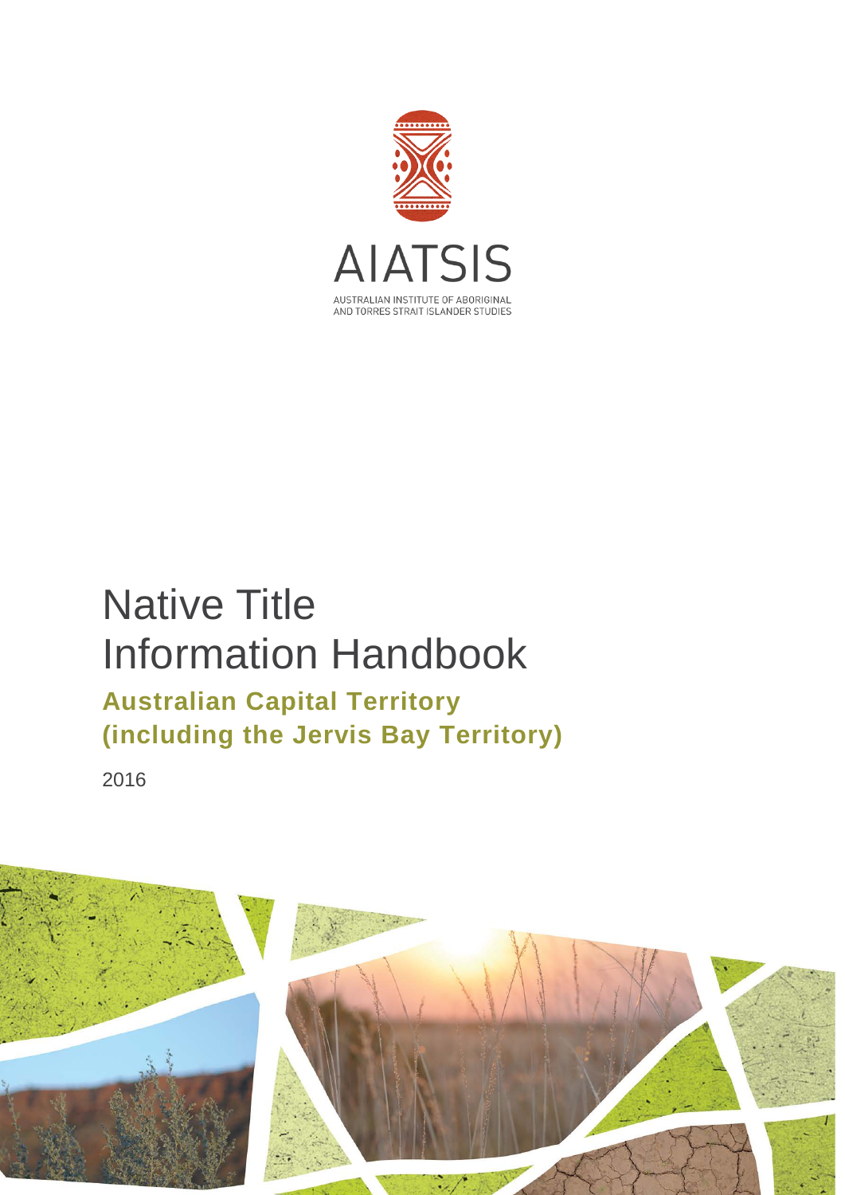AIATSIS

AUSTRALIAN INSTITUTE OF ABORIGINAL AND TORRES STRAIT ISLANDER STUDIES

# Native Title Information Handbook

## Australian Capital Territory (including the Jervis Bay Territory)

2016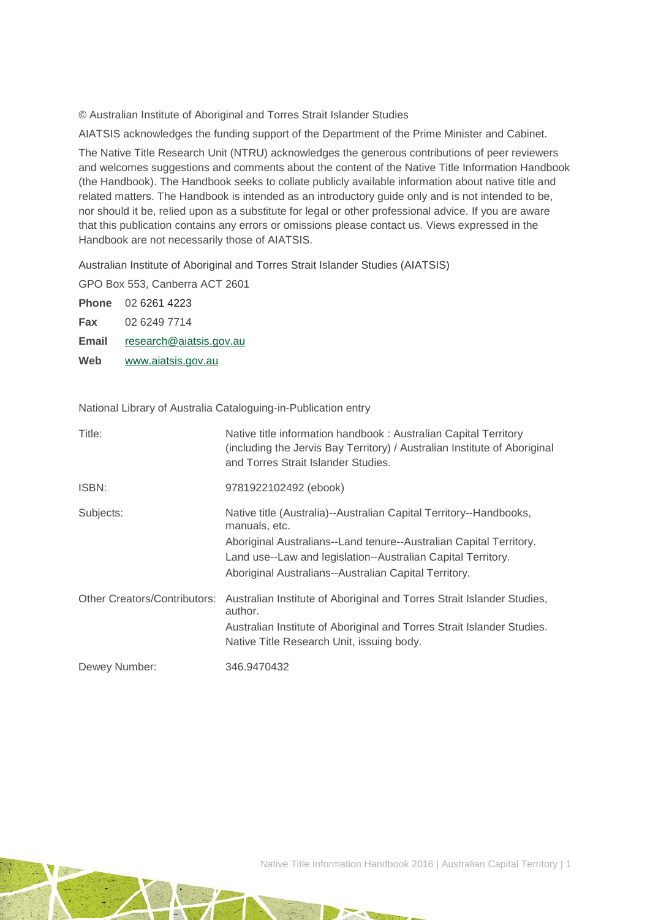© Australian Institute of Aboriginal and Torres Strait Islander Studies

AIATSIS acknowledges the funding support of the Department of the Prime Minister and Cabinet.

The Native Title Research Unit (NTRU) acknowledges the generous contributions of peer reviewers and welcomes suggestions and comments about the content of the Native Title Information Handbook (the Handbook). The Handbook seeks to collate publicly available information about native title and related matters. The Handbook is intended as an introductory guide only and is not intended to be, nor should it be, relied upon as a substitute for legal or other professional advice. If you are aware that this publication contains any errors or omissions please contact us. Views expressed in the Handbook are not necessarily those of AIATSIS.

Australian Institute of Aboriginal and Torres Strait Islander Studies (AIATSIS)

GPO Box 553, Canberra ACT 2601

**Phone** 02 6261 4223

**Fax** 02 6249 7714

**Email** research@aiatsis.gov.au

**Web** www.aiatsis.gov.au

National Library of Australia Cataloguing-in-Publication entry

| | |
|---|---|
| Title: | Native title information handbook : Australian Capital Territory (including the Jervis Bay Territory) / Australian Institute of Aboriginal and Torres Strait Islander Studies. |
| ISBN: | 9781922102492 (ebook) |
| Subjects: | Native title (Australia)--Australian Capital Territory--Handbooks, manuals, etc.<br>Aboriginal Australians--Land tenure--Australian Capital Territory.<br>Land use--Law and legislation--Australian Capital Territory.<br>Aboriginal Australians--Australian Capital Territory. |
| Other Creators/Contributors: | Australian Institute of Aboriginal and Torres Strait Islander Studies, author.<br>Australian Institute of Aboriginal and Torres Strait Islander Studies. Native Title Research Unit, issuing body. |
| Dewey Number: | 346.9470432 |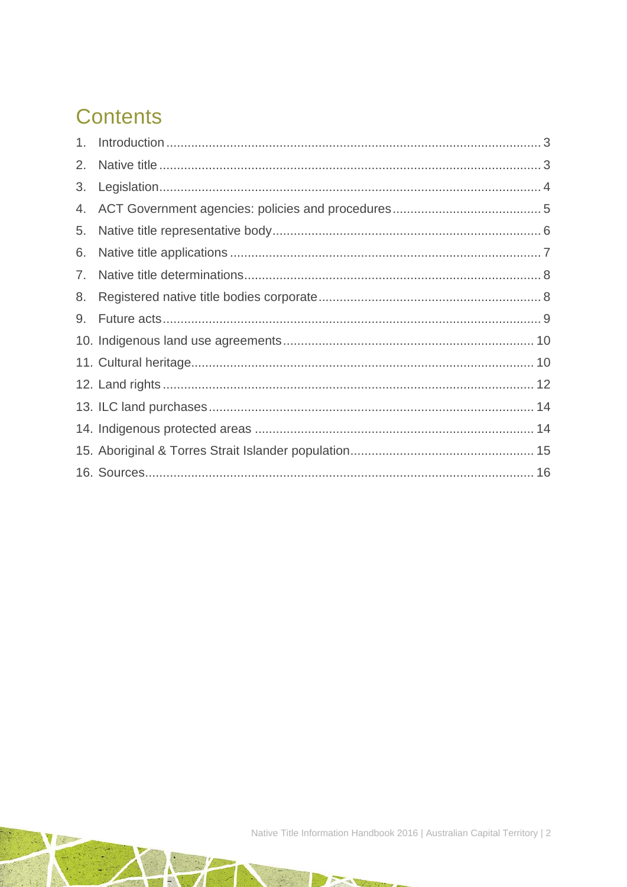# Contents

1. Introduction ........................................................................................................ 3
2. Native title .......................................................................................................... 3
3. Legislation........................................................................................................... 4
4. ACT Government agencies: policies and procedures .......................................... 5
5. Native title representative body ........................................................................... 6
6. Native title applications ....................................................................................... 7
7. Native title determinations.................................................................................. 8
8. Registered native title bodies corporate .............................................................. 8
9. Future acts.......................................................................................................... 9
10. Indigenous land use agreements ...................................................................... 10
11. Cultural heritage............................................................................................... 10
12. Land rights ....................................................................................................... 12
13. ILC land purchases .......................................................................................... 14
14. Indigenous protected areas .............................................................................. 14
15. Aboriginal & Torres Strait Islander population................................................... 15
16. Sources............................................................................................................ 16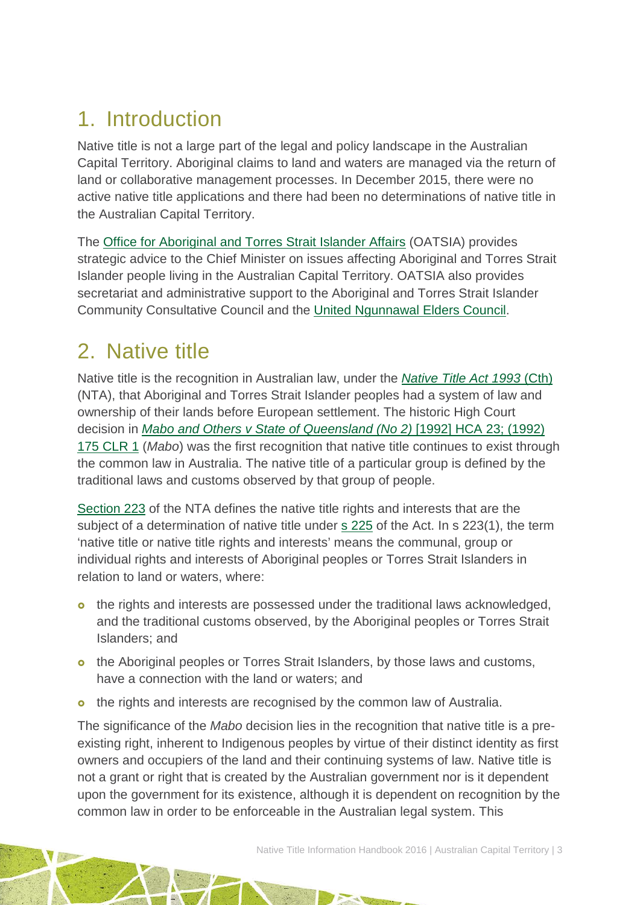## 1. Introduction

Native title is not a large part of the legal and policy landscape in the Australian Capital Territory. Aboriginal claims to land and waters are managed via the return of land or collaborative management processes. In December 2015, there were no active native title applications and there had been no determinations of native title in the Australian Capital Territory.

The Office for Aboriginal and Torres Strait Islander Affairs (OATSIA) provides strategic advice to the Chief Minister on issues affecting Aboriginal and Torres Strait Islander people living in the Australian Capital Territory. OATSIA also provides secretariat and administrative support to the Aboriginal and Torres Strait Islander Community Consultative Council and the United Ngunnawal Elders Council.

## 2. Native title

Native title is the recognition in Australian law, under the *Native Title Act 1993* (Cth) (NTA), that Aboriginal and Torres Strait Islander peoples had a system of law and ownership of their lands before European settlement. The historic High Court decision in *Mabo and Others v State of Queensland (No 2)* [1992] HCA 23; (1992) 175 CLR 1 (*Mabo*) was the first recognition that native title continues to exist through the common law in Australia. The native title of a particular group is defined by the traditional laws and customs observed by that group of people.

Section 223 of the NTA defines the native title rights and interests that are the subject of a determination of native title under s 225 of the Act. In s 223(1), the term 'native title or native title rights and interests' means the communal, group or individual rights and interests of Aboriginal peoples or Torres Strait Islanders in relation to land or waters, where:

- the rights and interests are possessed under the traditional laws acknowledged, and the traditional customs observed, by the Aboriginal peoples or Torres Strait Islanders; and
- the Aboriginal peoples or Torres Strait Islanders, by those laws and customs, have a connection with the land or waters; and
- the rights and interests are recognised by the common law of Australia.

The significance of the *Mabo* decision lies in the recognition that native title is a pre-existing right, inherent to Indigenous peoples by virtue of their distinct identity as first owners and occupiers of the land and their continuing systems of law. Native title is not a grant or right that is created by the Australian government nor is it dependent upon the government for its existence, although it is dependent on recognition by the common law in order to be enforceable in the Australian legal system. This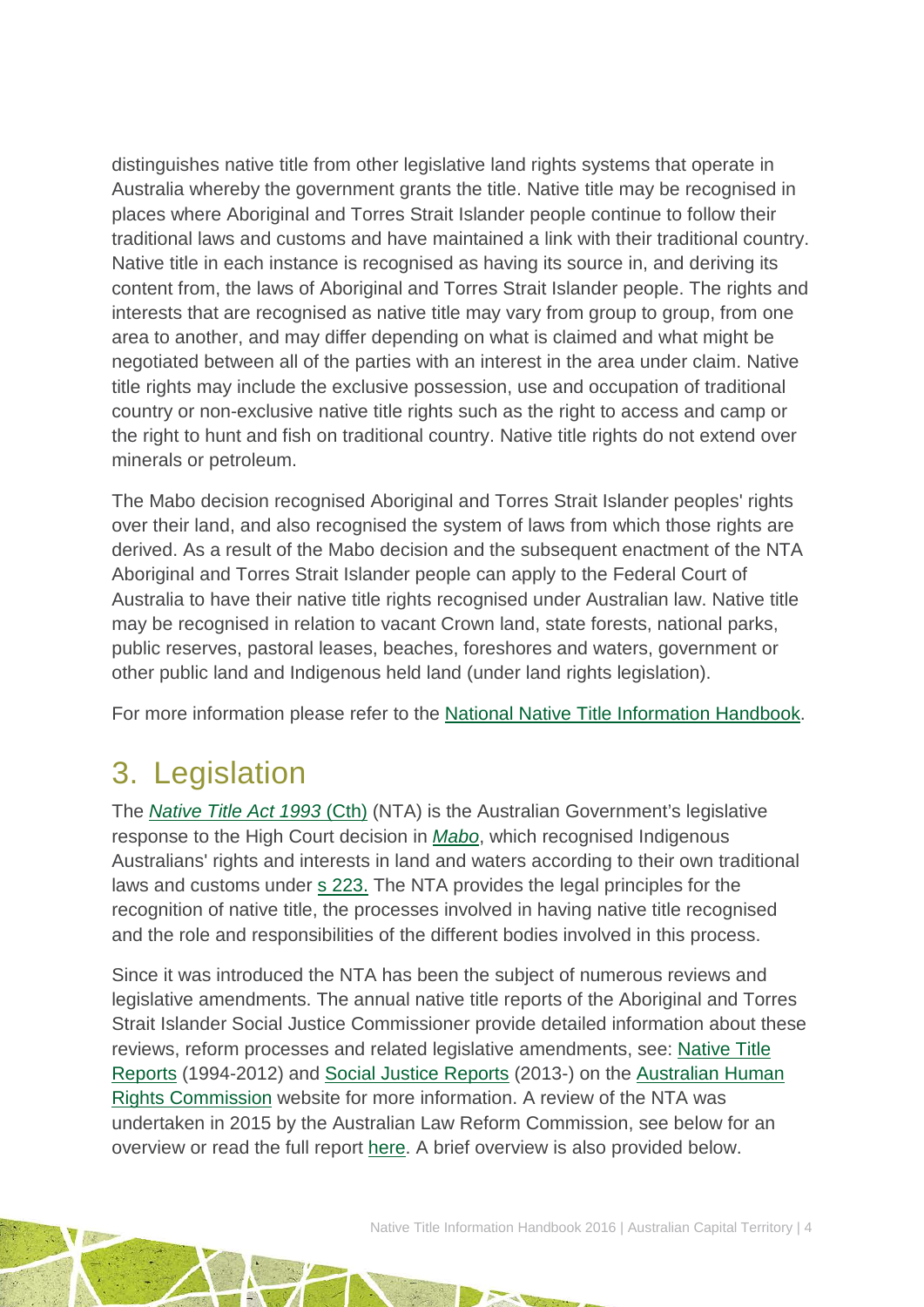distinguishes native title from other legislative land rights systems that operate in Australia whereby the government grants the title. Native title may be recognised in places where Aboriginal and Torres Strait Islander people continue to follow their traditional laws and customs and have maintained a link with their traditional country. Native title in each instance is recognised as having its source in, and deriving its content from, the laws of Aboriginal and Torres Strait Islander people. The rights and interests that are recognised as native title may vary from group to group, from one area to another, and may differ depending on what is claimed and what might be negotiated between all of the parties with an interest in the area under claim. Native title rights may include the exclusive possession, use and occupation of traditional country or non-exclusive native title rights such as the right to access and camp or the right to hunt and fish on traditional country. Native title rights do not extend over minerals or petroleum.

The Mabo decision recognised Aboriginal and Torres Strait Islander peoples' rights over their land, and also recognised the system of laws from which those rights are derived. As a result of the Mabo decision and the subsequent enactment of the NTA Aboriginal and Torres Strait Islander people can apply to the Federal Court of Australia to have their native title rights recognised under Australian law. Native title may be recognised in relation to vacant Crown land, state forests, national parks, public reserves, pastoral leases, beaches, foreshores and waters, government or other public land and Indigenous held land (under land rights legislation).

For more information please refer to the National Native Title Information Handbook.

# 3. Legislation

The *Native Title Act 1993* (Cth) (NTA) is the Australian Government's legislative response to the High Court decision in *Mabo*, which recognised Indigenous Australians' rights and interests in land and waters according to their own traditional laws and customs under s 223. The NTA provides the legal principles for the recognition of native title, the processes involved in having native title recognised and the role and responsibilities of the different bodies involved in this process.

Since it was introduced the NTA has been the subject of numerous reviews and legislative amendments. The annual native title reports of the Aboriginal and Torres Strait Islander Social Justice Commissioner provide detailed information about these reviews, reform processes and related legislative amendments, see: Native Title Reports (1994-2012) and Social Justice Reports (2013-) on the Australian Human Rights Commission website for more information. A review of the NTA was undertaken in 2015 by the Australian Law Reform Commission, see below for an overview or read the full report here. A brief overview is also provided below.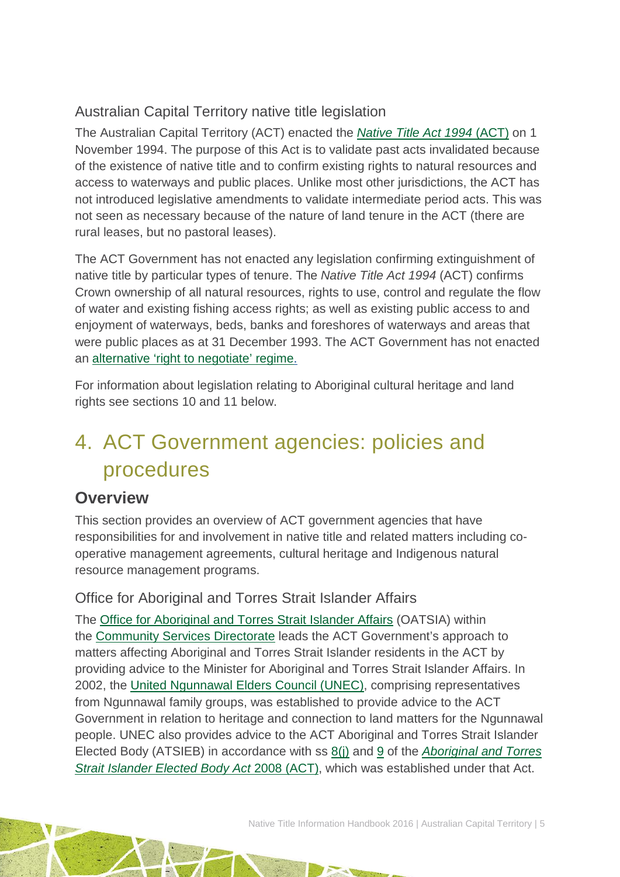### Australian Capital Territory native title legislation

The Australian Capital Territory (ACT) enacted the [*Native Title Act 1994* (ACT)]() on 1 November 1994. The purpose of this Act is to validate past acts invalidated because of the existence of native title and to confirm existing rights to natural resources and access to waterways and public places. Unlike most other jurisdictions, the ACT has not introduced legislative amendments to validate intermediate period acts. This was not seen as necessary because of the nature of land tenure in the ACT (there are rural leases, but no pastoral leases).

The ACT Government has not enacted any legislation confirming extinguishment of native title by particular types of tenure. The *Native Title Act 1994* (ACT) confirms Crown ownership of all natural resources, rights to use, control and regulate the flow of water and existing fishing access rights; as well as existing public access to and enjoyment of waterways, beds, banks and foreshores of waterways and areas that were public places as at 31 December 1993. The ACT Government has not enacted an alternative 'right to negotiate' regime.

For information about legislation relating to Aboriginal cultural heritage and land rights see sections 10 and 11 below.

# 4. ACT Government agencies: policies and procedures

## Overview

This section provides an overview of ACT government agencies that have responsibilities for and involvement in native title and related matters including co-operative management agreements, cultural heritage and Indigenous natural resource management programs.

### Office for Aboriginal and Torres Strait Islander Affairs

The Office for Aboriginal and Torres Strait Islander Affairs (OATSIA) within the Community Services Directorate leads the ACT Government's approach to matters affecting Aboriginal and Torres Strait Islander residents in the ACT by providing advice to the Minister for Aboriginal and Torres Strait Islander Affairs. In 2002, the United Ngunnawal Elders Council (UNEC), comprising representatives from Ngunnawal family groups, was established to provide advice to the ACT Government in relation to heritage and connection to land matters for the Ngunnawal people. UNEC also provides advice to the ACT Aboriginal and Torres Strait Islander Elected Body (ATSIEB) in accordance with ss 8(j) and 9 of the *Aboriginal and Torres Strait Islander Elected Body Act* 2008 (ACT), which was established under that Act.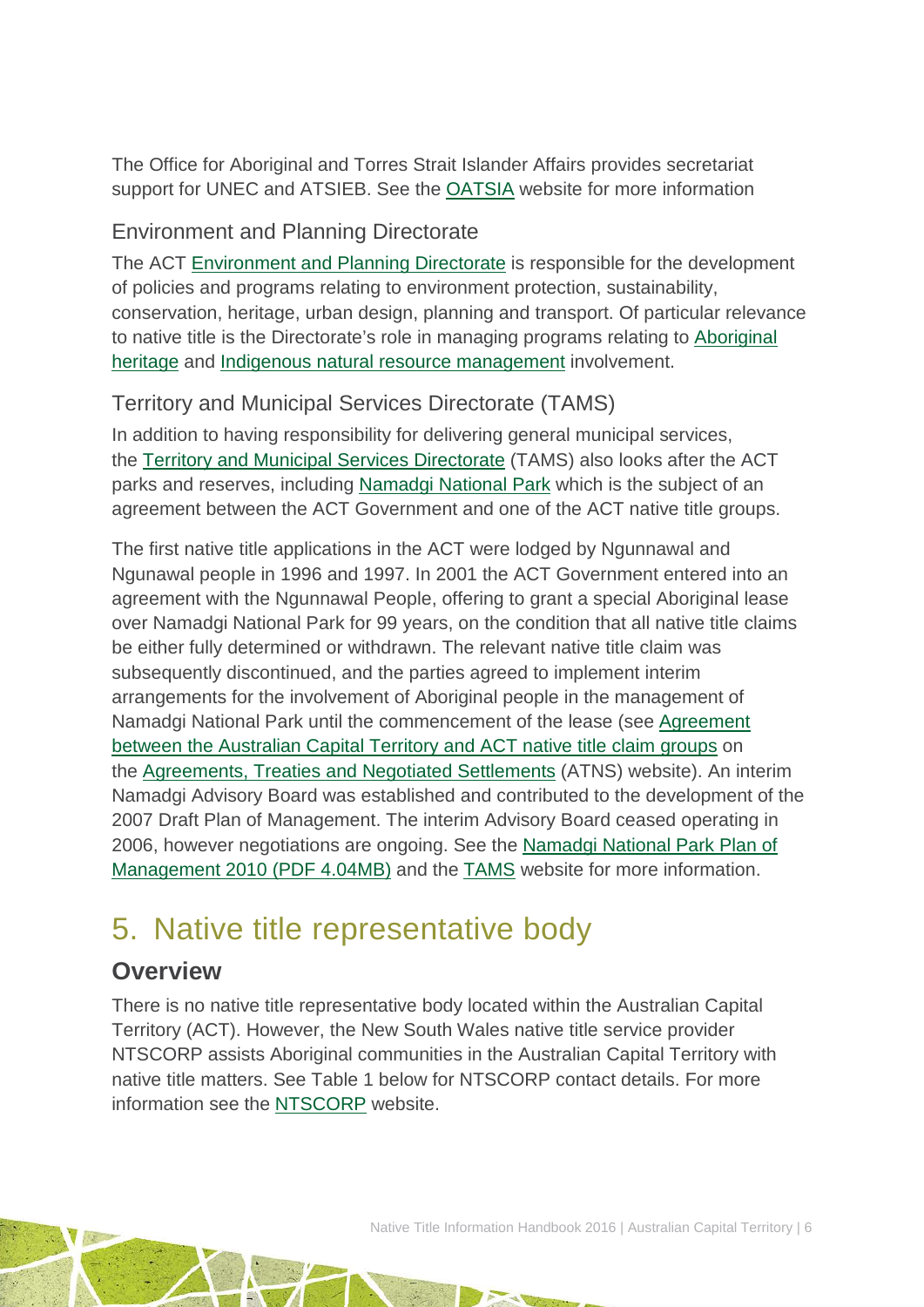The Office for Aboriginal and Torres Strait Islander Affairs provides secretariat support for UNEC and ATSIEB. See the OATSIA website for more information

### Environment and Planning Directorate

The ACT Environment and Planning Directorate is responsible for the development of policies and programs relating to environment protection, sustainability, conservation, heritage, urban design, planning and transport. Of particular relevance to native title is the Directorate's role in managing programs relating to Aboriginal heritage and Indigenous natural resource management involvement.

### Territory and Municipal Services Directorate (TAMS)

In addition to having responsibility for delivering general municipal services, the Territory and Municipal Services Directorate (TAMS) also looks after the ACT parks and reserves, including Namadgi National Park which is the subject of an agreement between the ACT Government and one of the ACT native title groups.

The first native title applications in the ACT were lodged by Ngunnawal and Ngunawal people in 1996 and 1997. In 2001 the ACT Government entered into an agreement with the Ngunnawal People, offering to grant a special Aboriginal lease over Namadgi National Park for 99 years, on the condition that all native title claims be either fully determined or withdrawn. The relevant native title claim was subsequently discontinued, and the parties agreed to implement interim arrangements for the involvement of Aboriginal people in the management of Namadgi National Park until the commencement of the lease (see Agreement between the Australian Capital Territory and ACT native title claim groups on the Agreements, Treaties and Negotiated Settlements (ATNS) website). An interim Namadgi Advisory Board was established and contributed to the development of the 2007 Draft Plan of Management. The interim Advisory Board ceased operating in 2006, however negotiations are ongoing. See the Namadgi National Park Plan of Management 2010 (PDF 4.04MB) and the TAMS website for more information.

# 5. Native title representative body

## Overview

There is no native title representative body located within the Australian Capital Territory (ACT). However, the New South Wales native title service provider NTSCORP assists Aboriginal communities in the Australian Capital Territory with native title matters. See Table 1 below for NTSCORP contact details. For more information see the NTSCORP website.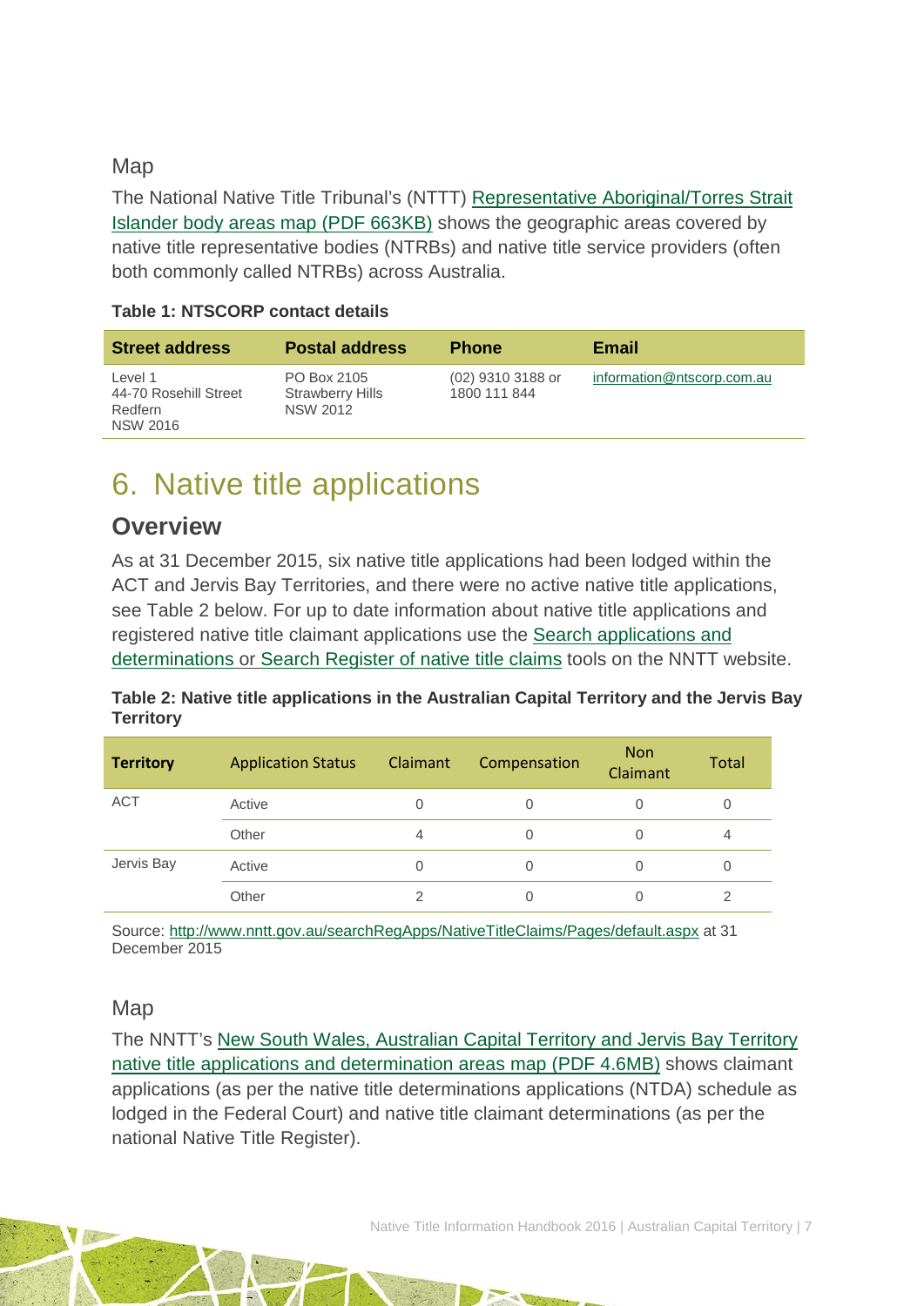### Map

The National Native Title Tribunal's (NTTT) [Representative Aboriginal/Torres Strait Islander body areas map (PDF 663KB)] shows the geographic areas covered by native title representative bodies (NTRBs) and native title service providers (often both commonly called NTRBs) across Australia.

**Table 1: NTSCORP contact details**

| Street address | Postal address | Phone | Email |
|---|---|---|---|
| Level 1<br>44-70 Rosehill Street<br>Redfern<br>NSW 2016 | PO Box 2105<br>Strawberry Hills<br>NSW 2012 | (02) 9310 3188 or<br>1800 111 844 | information@ntscorp.com.au |

# 6. Native title applications

## Overview

As at 31 December 2015, six native title applications had been lodged within the ACT and Jervis Bay Territories, and there were no active native title applications, see Table 2 below. For up to date information about native title applications and registered native title claimant applications use the Search applications and determinations or Search Register of native title claims tools on the NNTT website.

**Table 2: Native title applications in the Australian Capital Territory and the Jervis Bay Territory**

| Territory | Application Status | Claimant | Compensation | Non Claimant | Total |
|---|---|---|---|---|---|
| ACT | Active | 0 | 0 | 0 | 0 |
| | Other | 4 | 0 | 0 | 4 |
| Jervis Bay | Active | 0 | 0 | 0 | 0 |
| | Other | 2 | 0 | 0 | 2 |

Source: http://www.nntt.gov.au/searchRegApps/NativeTitleClaims/Pages/default.aspx at 31 December 2015

### Map

The NNTT's New South Wales, Australian Capital Territory and Jervis Bay Territory native title applications and determination areas map (PDF 4.6MB) shows claimant applications (as per the native title determinations applications (NTDA) schedule as lodged in the Federal Court) and native title claimant determinations (as per the national Native Title Register).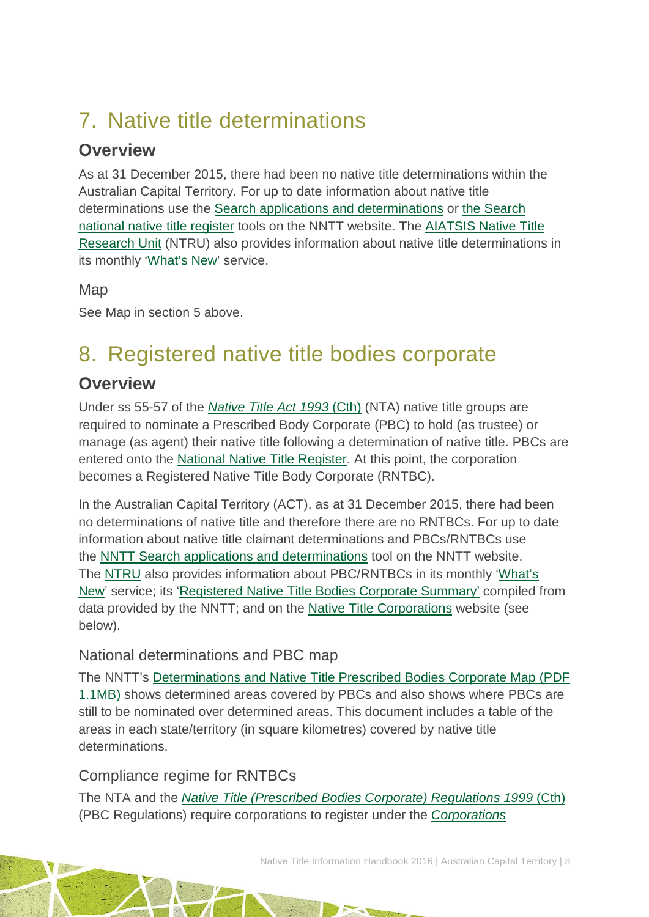# 7. Native title determinations

## Overview

As at 31 December 2015, there had been no native title determinations within the Australian Capital Territory. For up to date information about native title determinations use the Search applications and determinations or the Search national native title register tools on the NNTT website. The AIATSIS Native Title Research Unit (NTRU) also provides information about native title determinations in its monthly 'What's New' service.

### Map

See Map in section 5 above.

# 8. Registered native title bodies corporate

## Overview

Under ss 55-57 of the *Native Title Act 1993* (Cth) (NTA) native title groups are required to nominate a Prescribed Body Corporate (PBC) to hold (as trustee) or manage (as agent) their native title following a determination of native title. PBCs are entered onto the National Native Title Register. At this point, the corporation becomes a Registered Native Title Body Corporate (RNTBC).

In the Australian Capital Territory (ACT), as at 31 December 2015, there had been no determinations of native title and therefore there are no RNTBCs. For up to date information about native title claimant determinations and PBCs/RNTBCs use the NNTT Search applications and determinations tool on the NNTT website. The NTRU also provides information about PBC/RNTBCs in its monthly 'What's New' service; its 'Registered Native Title Bodies Corporate Summary' compiled from data provided by the NNTT; and on the Native Title Corporations website (see below).

### National determinations and PBC map

The NNTT's Determinations and Native Title Prescribed Bodies Corporate Map (PDF 1.1MB) shows determined areas covered by PBCs and also shows where PBCs are still to be nominated over determined areas. This document includes a table of the areas in each state/territory (in square kilometres) covered by native title determinations.

### Compliance regime for RNTBCs

The NTA and the *Native Title (Prescribed Bodies Corporate) Regulations 1999* (Cth) (PBC Regulations) require corporations to register under the *Corporations*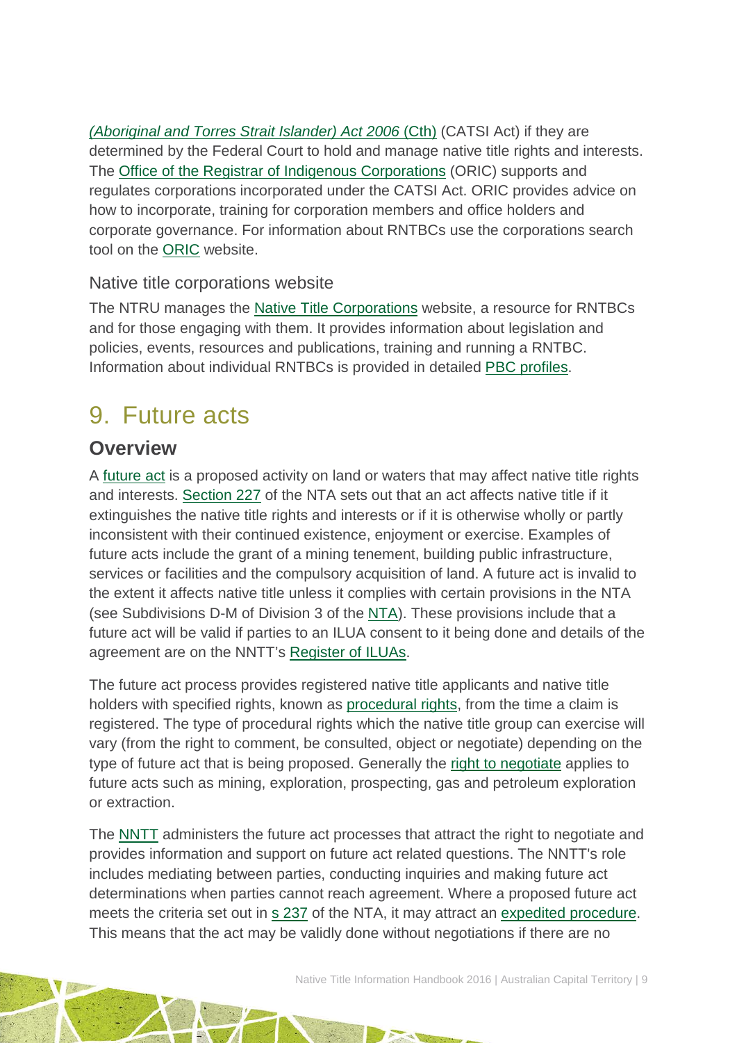*(Aboriginal and Torres Strait Islander) Act 2006* (Cth) (CATSI Act) if they are determined by the Federal Court to hold and manage native title rights and interests. The Office of the Registrar of Indigenous Corporations (ORIC) supports and regulates corporations incorporated under the CATSI Act. ORIC provides advice on how to incorporate, training for corporation members and office holders and corporate governance. For information about RNTBCs use the corporations search tool on the ORIC website.

### Native title corporations website

The NTRU manages the Native Title Corporations website, a resource for RNTBCs and for those engaging with them. It provides information about legislation and policies, events, resources and publications, training and running a RNTBC. Information about individual RNTBCs is provided in detailed PBC profiles.

# 9. Future acts

## Overview

A future act is a proposed activity on land or waters that may affect native title rights and interests. Section 227 of the NTA sets out that an act affects native title if it extinguishes the native title rights and interests or if it is otherwise wholly or partly inconsistent with their continued existence, enjoyment or exercise. Examples of future acts include the grant of a mining tenement, building public infrastructure, services or facilities and the compulsory acquisition of land. A future act is invalid to the extent it affects native title unless it complies with certain provisions in the NTA (see Subdivisions D-M of Division 3 of the NTA). These provisions include that a future act will be valid if parties to an ILUA consent to it being done and details of the agreement are on the NNTT's Register of ILUAs.

The future act process provides registered native title applicants and native title holders with specified rights, known as procedural rights, from the time a claim is registered. The type of procedural rights which the native title group can exercise will vary (from the right to comment, be consulted, object or negotiate) depending on the type of future act that is being proposed. Generally the right to negotiate applies to future acts such as mining, exploration, prospecting, gas and petroleum exploration or extraction.

The NNTT administers the future act processes that attract the right to negotiate and provides information and support on future act related questions. The NNTT's role includes mediating between parties, conducting inquiries and making future act determinations when parties cannot reach agreement. Where a proposed future act meets the criteria set out in s 237 of the NTA, it may attract an expedited procedure. This means that the act may be validly done without negotiations if there are no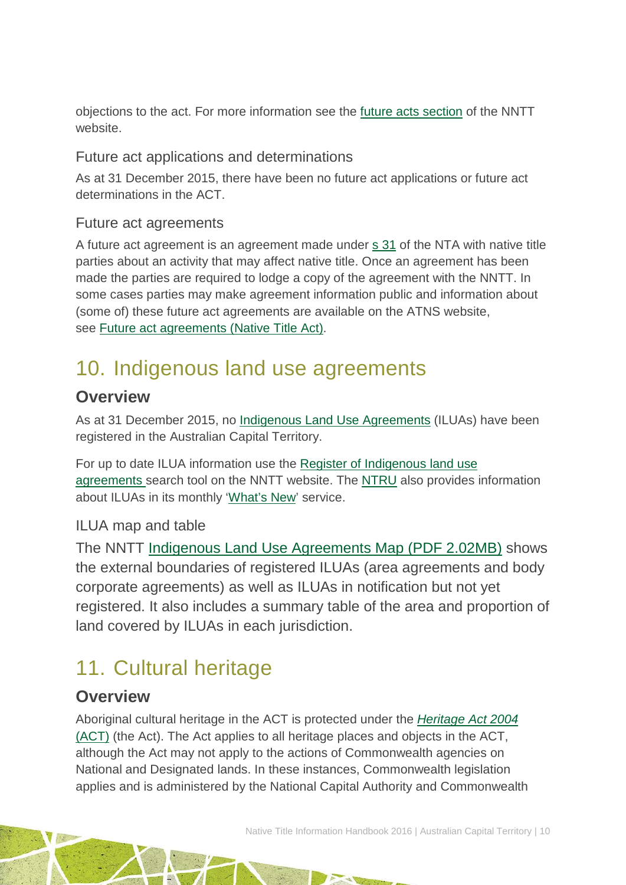objections to the act. For more information see the future acts section of the NNTT website.

### Future act applications and determinations

As at 31 December 2015, there have been no future act applications or future act determinations in the ACT.

### Future act agreements

A future act agreement is an agreement made under s 31 of the NTA with native title parties about an activity that may affect native title. Once an agreement has been made the parties are required to lodge a copy of the agreement with the NNTT. In some cases parties may make agreement information public and information about (some of) these future act agreements are available on the ATNS website, see Future act agreements (Native Title Act).

# 10. Indigenous land use agreements

## Overview

As at 31 December 2015, no Indigenous Land Use Agreements (ILUAs) have been registered in the Australian Capital Territory.

For up to date ILUA information use the Register of Indigenous land use agreements search tool on the NNTT website. The NTRU also provides information about ILUAs in its monthly 'What's New' service.

### ILUA map and table

The NNTT Indigenous Land Use Agreements Map (PDF 2.02MB) shows the external boundaries of registered ILUAs (area agreements and body corporate agreements) as well as ILUAs in notification but not yet registered. It also includes a summary table of the area and proportion of land covered by ILUAs in each jurisdiction.

# 11. Cultural heritage

## Overview

Aboriginal cultural heritage in the ACT is protected under the *Heritage Act 2004* (ACT) (the Act). The Act applies to all heritage places and objects in the ACT, although the Act may not apply to the actions of Commonwealth agencies on National and Designated lands. In these instances, Commonwealth legislation applies and is administered by the National Capital Authority and Commonwealth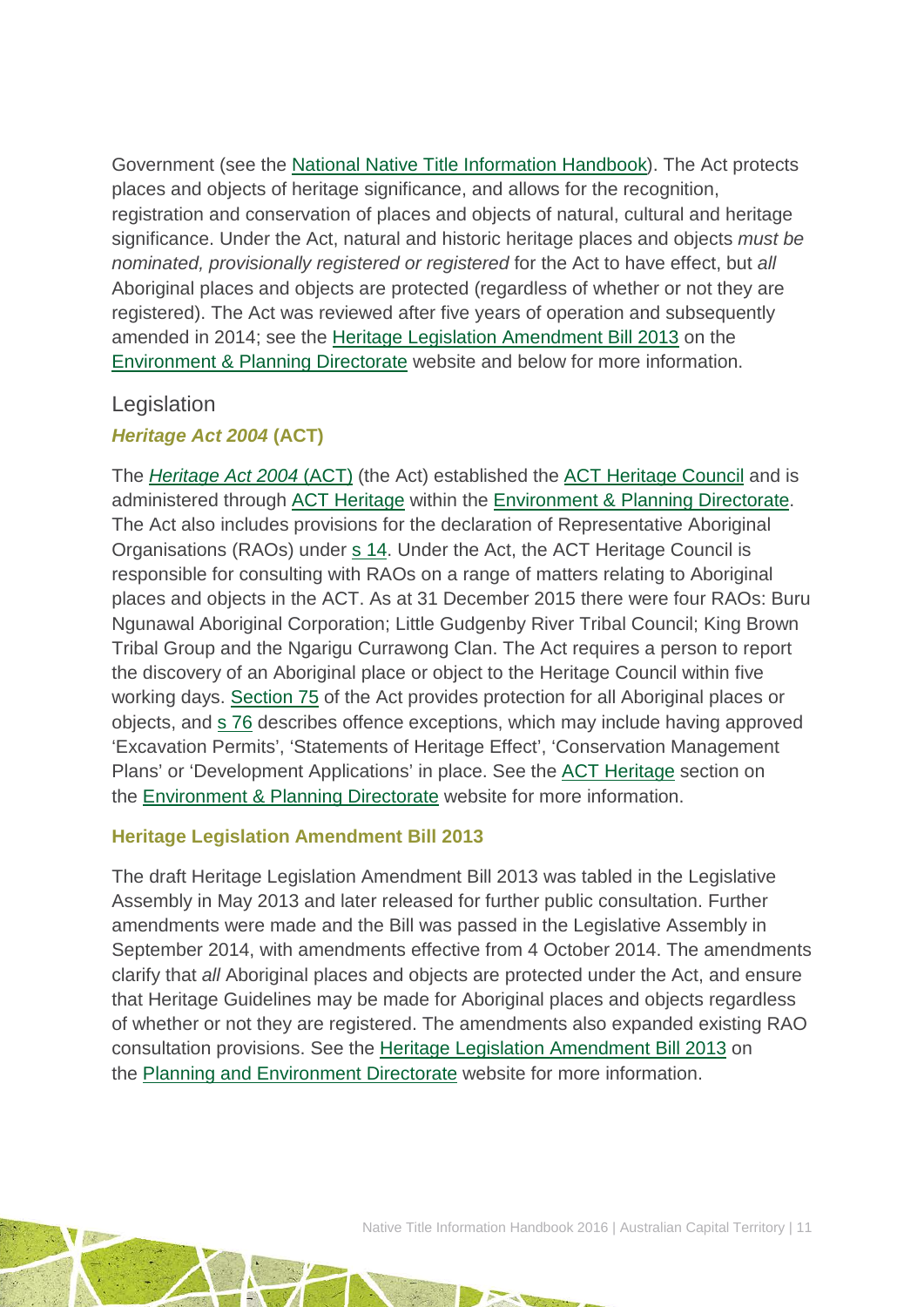Government (see the National Native Title Information Handbook). The Act protects places and objects of heritage significance, and allows for the recognition, registration and conservation of places and objects of natural, cultural and heritage significance. Under the Act, natural and historic heritage places and objects *must be nominated, provisionally registered or registered* for the Act to have effect, but *all* Aboriginal places and objects are protected (regardless of whether or not they are registered). The Act was reviewed after five years of operation and subsequently amended in 2014; see the Heritage Legislation Amendment Bill 2013 on the Environment & Planning Directorate website and below for more information.

## Legislation

### *Heritage Act 2004* (ACT)

The *Heritage Act 2004* (ACT) (the Act) established the ACT Heritage Council and is administered through ACT Heritage within the Environment & Planning Directorate. The Act also includes provisions for the declaration of Representative Aboriginal Organisations (RAOs) under s 14. Under the Act, the ACT Heritage Council is responsible for consulting with RAOs on a range of matters relating to Aboriginal places and objects in the ACT. As at 31 December 2015 there were four RAOs: Buru Ngunawal Aboriginal Corporation; Little Gudgenby River Tribal Council; King Brown Tribal Group and the Ngarigu Currawong Clan. The Act requires a person to report the discovery of an Aboriginal place or object to the Heritage Council within five working days. Section 75 of the Act provides protection for all Aboriginal places or objects, and s 76 describes offence exceptions, which may include having approved 'Excavation Permits', 'Statements of Heritage Effect', 'Conservation Management Plans' or 'Development Applications' in place. See the ACT Heritage section on the Environment & Planning Directorate website for more information.

#### Heritage Legislation Amendment Bill 2013

The draft Heritage Legislation Amendment Bill 2013 was tabled in the Legislative Assembly in May 2013 and later released for further public consultation. Further amendments were made and the Bill was passed in the Legislative Assembly in September 2014, with amendments effective from 4 October 2014. The amendments clarify that *all* Aboriginal places and objects are protected under the Act, and ensure that Heritage Guidelines may be made for Aboriginal places and objects regardless of whether or not they are registered. The amendments also expanded existing RAO consultation provisions. See the Heritage Legislation Amendment Bill 2013 on the Planning and Environment Directorate website for more information.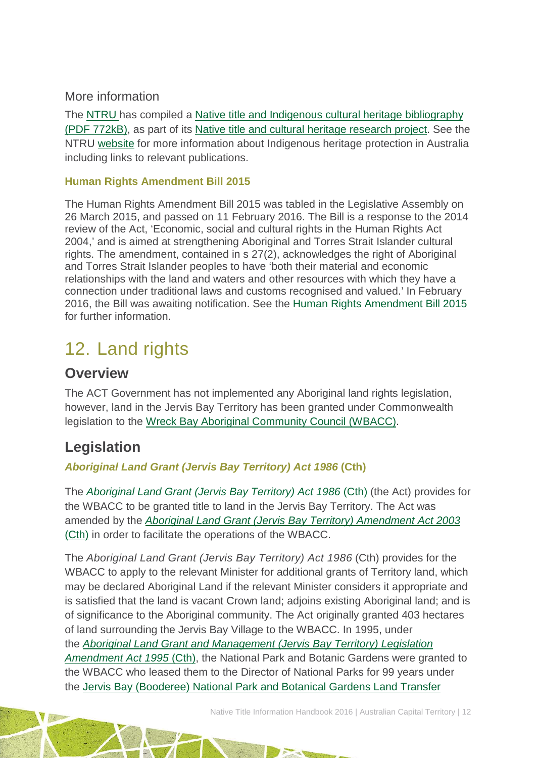More information

The NTRU has compiled a Native title and Indigenous cultural heritage bibliography (PDF 772kB), as part of its Native title and cultural heritage research project. See the NTRU website for more information about Indigenous heritage protection in Australia including links to relevant publications.

**Human Rights Amendment Bill 2015**

The Human Rights Amendment Bill 2015 was tabled in the Legislative Assembly on 26 March 2015, and passed on 11 February 2016. The Bill is a response to the 2014 review of the Act, 'Economic, social and cultural rights in the Human Rights Act 2004,' and is aimed at strengthening Aboriginal and Torres Strait Islander cultural rights. The amendment, contained in s 27(2), acknowledges the right of Aboriginal and Torres Strait Islander peoples to have 'both their material and economic relationships with the land and waters and other resources with which they have a connection under traditional laws and customs recognised and valued.' In February 2016, the Bill was awaiting notification. See the Human Rights Amendment Bill 2015 for further information.

# 12. Land rights

## Overview

The ACT Government has not implemented any Aboriginal land rights legislation, however, land in the Jervis Bay Territory has been granted under Commonwealth legislation to the Wreck Bay Aboriginal Community Council (WBACC).

## Legislation

### *Aboriginal Land Grant (Jervis Bay Territory) Act 1986* (Cth)

The *Aboriginal Land Grant (Jervis Bay Territory) Act 1986* (Cth) (the Act) provides for the WBACC to be granted title to land in the Jervis Bay Territory. The Act was amended by the *Aboriginal Land Grant (Jervis Bay Territory) Amendment Act 2003* (Cth) in order to facilitate the operations of the WBACC.

The *Aboriginal Land Grant (Jervis Bay Territory) Act 1986* (Cth) provides for the WBACC to apply to the relevant Minister for additional grants of Territory land, which may be declared Aboriginal Land if the relevant Minister considers it appropriate and is satisfied that the land is vacant Crown land; adjoins existing Aboriginal land; and is of significance to the Aboriginal community. The Act originally granted 403 hectares of land surrounding the Jervis Bay Village to the WBACC. In 1995, under the *Aboriginal Land Grant and Management (Jervis Bay Territory) Legislation Amendment Act 1995* (Cth), the National Park and Botanic Gardens were granted to the WBACC who leased them to the Director of National Parks for 99 years under the Jervis Bay (Booderee) National Park and Botanical Gardens Land Transfer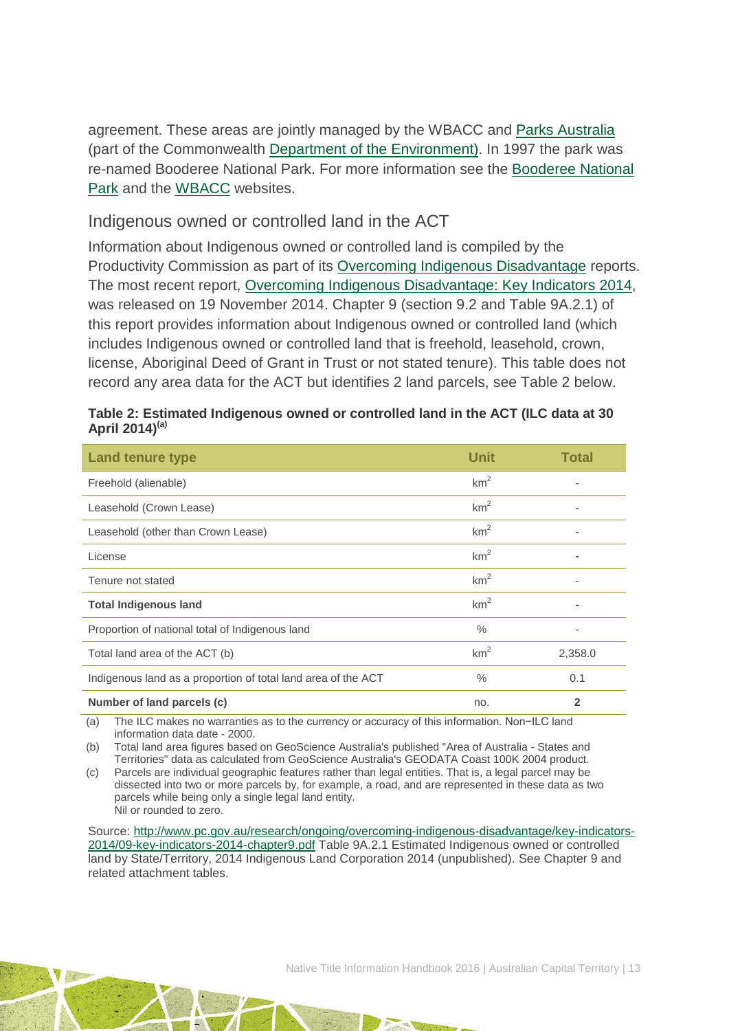agreement. These areas are jointly managed by the WBACC and Parks Australia (part of the Commonwealth Department of the Environment). In 1997 the park was re-named Booderee National Park. For more information see the Booderee National Park and the WBACC websites.

## Indigenous owned or controlled land in the ACT

Information about Indigenous owned or controlled land is compiled by the Productivity Commission as part of its Overcoming Indigenous Disadvantage reports. The most recent report, Overcoming Indigenous Disadvantage: Key Indicators 2014, was released on 19 November 2014. Chapter 9 (section 9.2 and Table 9A.2.1) of this report provides information about Indigenous owned or controlled land (which includes Indigenous owned or controlled land that is freehold, leasehold, crown, license, Aboriginal Deed of Grant in Trust or not stated tenure). This table does not record any area data for the ACT but identifies 2 land parcels, see Table 2 below.

**Table 2: Estimated Indigenous owned or controlled land in the ACT (ILC data at 30 April 2014)[(a)]**

| Land tenure type | Unit | Total |
|---|---|---|
| Freehold (alienable) | $km^2$ | - |
| Leasehold (Crown Lease) | $km^2$ | - |
| Leasehold (other than Crown Lease) | $km^2$ | - |
| License | $km^2$ | - |
| Tenure not stated | $km^2$ | - |
| **Total Indigenous land** | $km^2$ | **-** |
| Proportion of national total of Indigenous land | % | - |
| Total land area of the ACT (b) | $km^2$ | 2,358.0 |
| Indigenous land as a proportion of total land area of the ACT | % | 0.1 |
| **Number of land parcels (c)** | no. | **2** |

(a) The ILC makes no warranties as to the currency or accuracy of this information. Non−ILC land information data date - 2000.

(b) Total land area figures based on GeoScience Australia's published "Area of Australia - States and Territories" data as calculated from GeoScience Australia's GEODATA Coast 100K 2004 product.

(c) Parcels are individual geographic features rather than legal entities. That is, a legal parcel may be dissected into two or more parcels by, for example, a road, and are represented in these data as two parcels while being only a single legal land entity.

- Nil or rounded to zero.

Source: http://www.pc.gov.au/research/ongoing/overcoming-indigenous-disadvantage/key-indicators-2014/09-key-indicators-2014-chapter9.pdf Table 9A.2.1 Estimated Indigenous owned or controlled land by State/Territory, 2014 Indigenous Land Corporation 2014 (unpublished). See Chapter 9 and related attachment tables.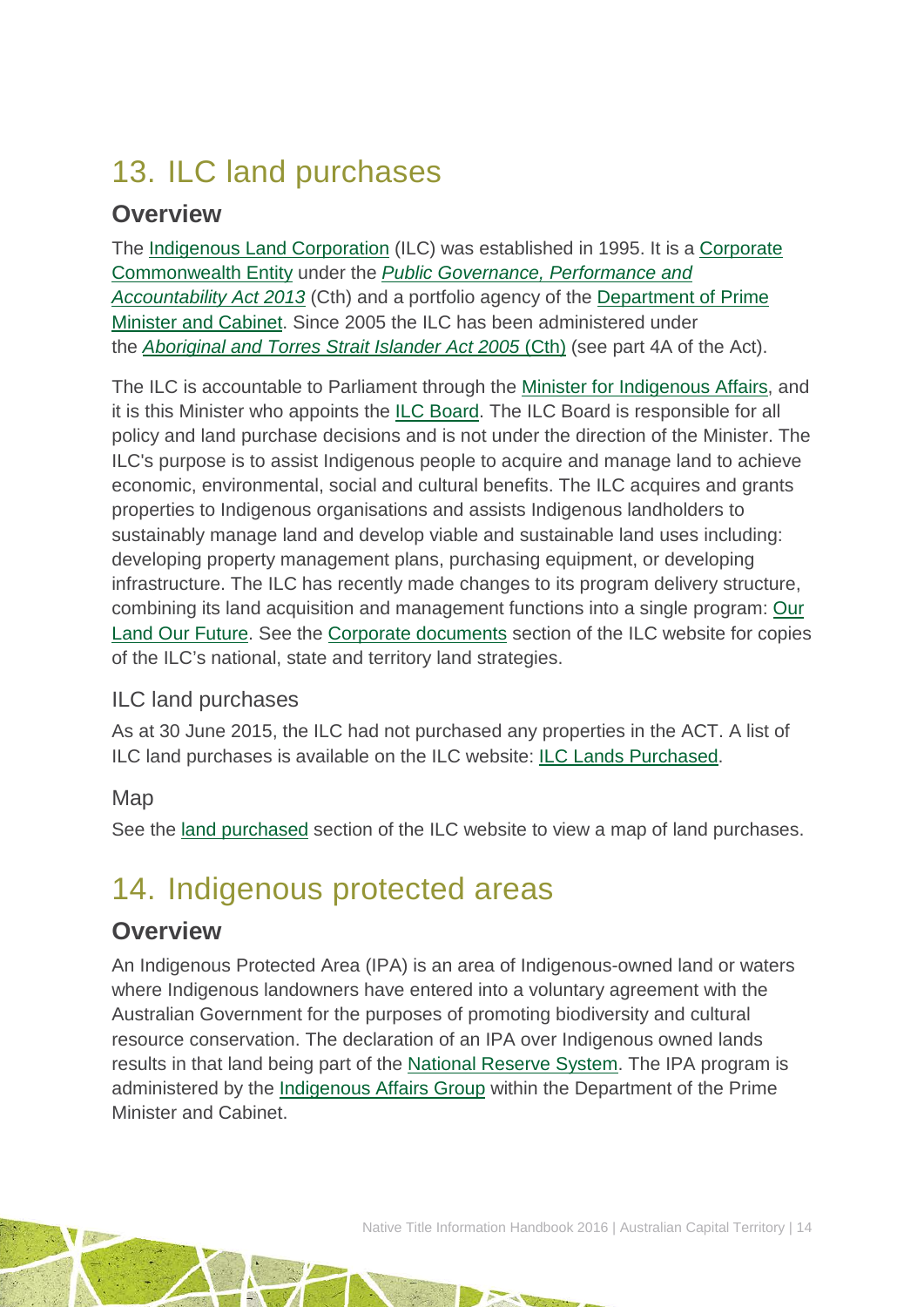# 13. ILC land purchases

## Overview

The Indigenous Land Corporation (ILC) was established in 1995. It is a Corporate Commonwealth Entity under the *Public Governance, Performance and Accountability Act 2013* (Cth) and a portfolio agency of the Department of Prime Minister and Cabinet. Since 2005 the ILC has been administered under the *Aboriginal and Torres Strait Islander Act 2005* (Cth) (see part 4A of the Act).

The ILC is accountable to Parliament through the Minister for Indigenous Affairs, and it is this Minister who appoints the ILC Board. The ILC Board is responsible for all policy and land purchase decisions and is not under the direction of the Minister. The ILC's purpose is to assist Indigenous people to acquire and manage land to achieve economic, environmental, social and cultural benefits. The ILC acquires and grants properties to Indigenous organisations and assists Indigenous landholders to sustainably manage land and develop viable and sustainable land uses including: developing property management plans, purchasing equipment, or developing infrastructure. The ILC has recently made changes to its program delivery structure, combining its land acquisition and management functions into a single program: Our Land Our Future. See the Corporate documents section of the ILC website for copies of the ILC's national, state and territory land strategies.

### ILC land purchases

As at 30 June 2015, the ILC had not purchased any properties in the ACT. A list of ILC land purchases is available on the ILC website: ILC Lands Purchased.

### Map

See the land purchased section of the ILC website to view a map of land purchases.

# 14. Indigenous protected areas

## Overview

An Indigenous Protected Area (IPA) is an area of Indigenous-owned land or waters where Indigenous landowners have entered into a voluntary agreement with the Australian Government for the purposes of promoting biodiversity and cultural resource conservation. The declaration of an IPA over Indigenous owned lands results in that land being part of the National Reserve System. The IPA program is administered by the Indigenous Affairs Group within the Department of the Prime Minister and Cabinet.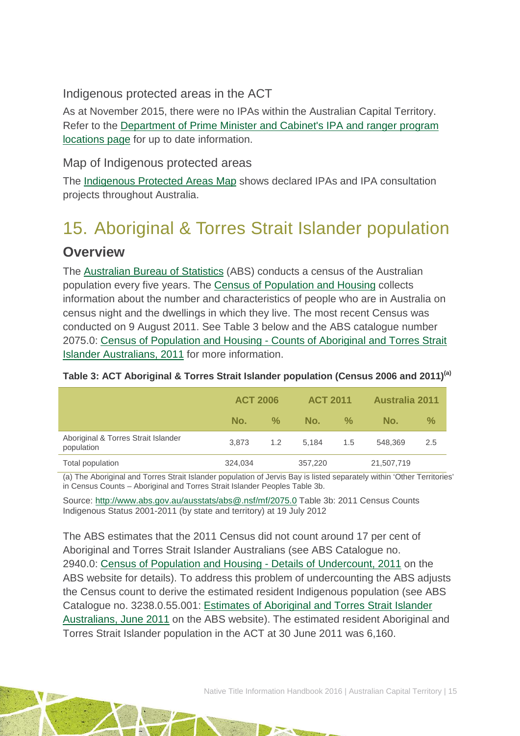### Indigenous protected areas in the ACT

As at November 2015, there were no IPAs within the Australian Capital Territory. Refer to the Department of Prime Minister and Cabinet's IPA and ranger program locations page for up to date information.

### Map of Indigenous protected areas

The Indigenous Protected Areas Map shows declared IPAs and IPA consultation projects throughout Australia.

# 15. Aboriginal & Torres Strait Islander population

## Overview

The Australian Bureau of Statistics (ABS) conducts a census of the Australian population every five years. The Census of Population and Housing collects information about the number and characteristics of people who are in Australia on census night and the dwellings in which they live. The most recent Census was conducted on 9 August 2011. See Table 3 below and the ABS catalogue number 2075.0: Census of Population and Housing - Counts of Aboriginal and Torres Strait Islander Australians, 2011 for more information.

**Table 3: ACT Aboriginal & Torres Strait Islander population (Census 2006 and 2011)[(a)]**

| | ACT 2006 | | ACT 2011 | | Australia 2011 | |
|---|---|---|---|---|---|---|
| | No. | % | No. | % | No. | % |
| Aboriginal & Torres Strait Islander population | 3,873 | 1.2 | 5,184 | 1.5 | 548,369 | 2.5 |
| Total population | 324,034 | | 357,220 | | 21,507,719 | |

(a) The Aboriginal and Torres Strait Islander population of Jervis Bay is listed separately within 'Other Territories' in Census Counts – Aboriginal and Torres Strait Islander Peoples Table 3b.

Source: http://www.abs.gov.au/ausstats/abs@.nsf/mf/2075.0 Table 3b: 2011 Census Counts Indigenous Status 2001-2011 (by state and territory) at 19 July 2012

The ABS estimates that the 2011 Census did not count around 17 per cent of Aboriginal and Torres Strait Islander Australians (see ABS Catalogue no. 2940.0: Census of Population and Housing - Details of Undercount, 2011 on the ABS website for details). To address this problem of undercounting the ABS adjusts the Census count to derive the estimated resident Indigenous population (see ABS Catalogue no. 3238.0.55.001: Estimates of Aboriginal and Torres Strait Islander Australians, June 2011 on the ABS website). The estimated resident Aboriginal and Torres Strait Islander population in the ACT at 30 June 2011 was 6,160.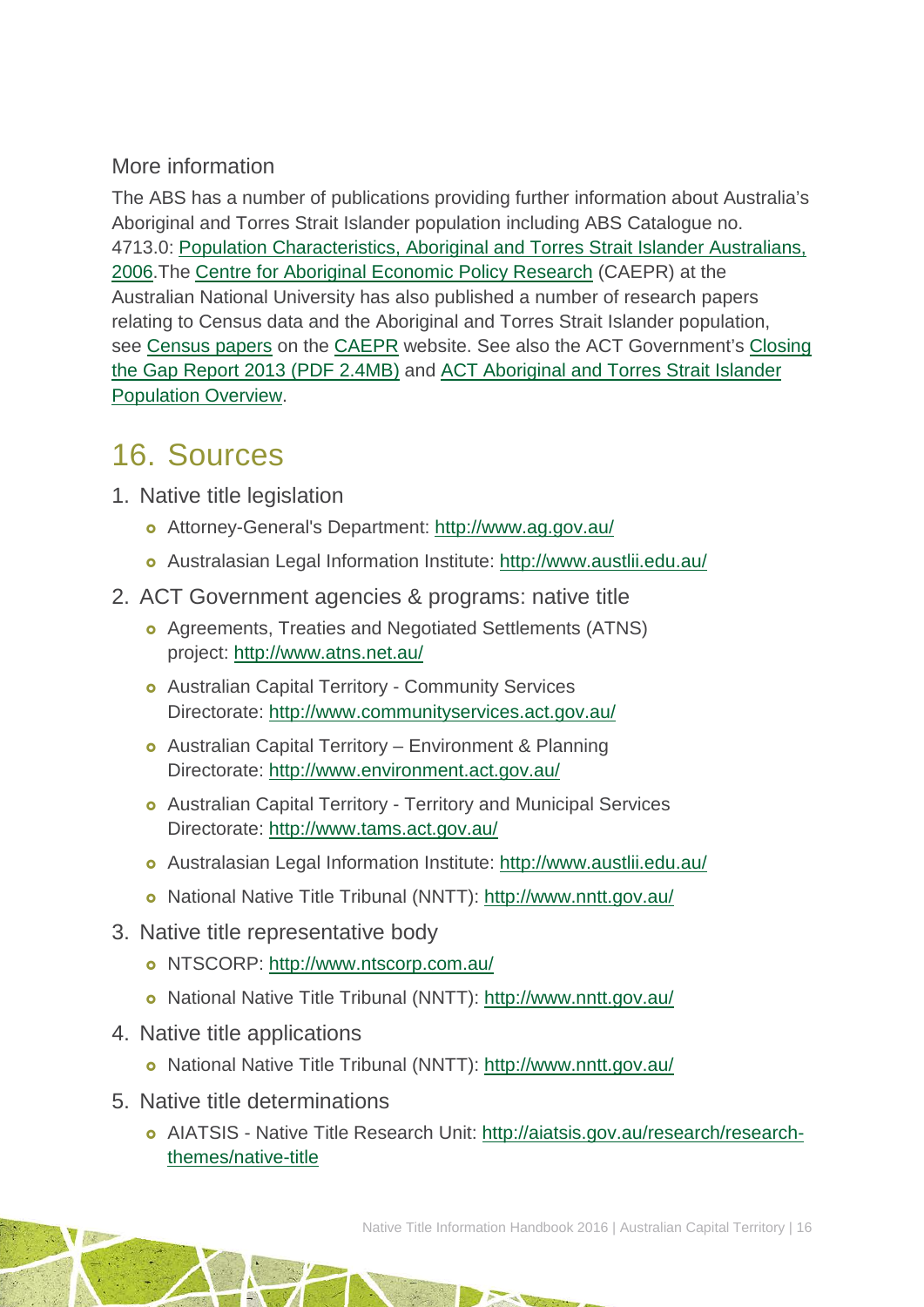### More information

The ABS has a number of publications providing further information about Australia's Aboriginal and Torres Strait Islander population including ABS Catalogue no. 4713.0: Population Characteristics, Aboriginal and Torres Strait Islander Australians, 2006.The Centre for Aboriginal Economic Policy Research (CAEPR) at the Australian National University has also published a number of research papers relating to Census data and the Aboriginal and Torres Strait Islander population, see Census papers on the CAEPR website. See also the ACT Government's Closing the Gap Report 2013 (PDF 2.4MB) and ACT Aboriginal and Torres Strait Islander Population Overview.

## 16. Sources

1. Native title legislation
   - Attorney-General's Department: http://www.ag.gov.au/
   - Australasian Legal Information Institute: http://www.austlii.edu.au/
2. ACT Government agencies & programs: native title
   - Agreements, Treaties and Negotiated Settlements (ATNS) project: http://www.atns.net.au/
   - Australian Capital Territory - Community Services Directorate: http://www.communityservices.act.gov.au/
   - Australian Capital Territory – Environment & Planning Directorate: http://www.environment.act.gov.au/
   - Australian Capital Territory - Territory and Municipal Services Directorate: http://www.tams.act.gov.au/
   - Australasian Legal Information Institute: http://www.austlii.edu.au/
   - National Native Title Tribunal (NNTT): http://www.nntt.gov.au/
3. Native title representative body
   - NTSCORP: http://www.ntscorp.com.au/
   - National Native Title Tribunal (NNTT): http://www.nntt.gov.au/
4. Native title applications
   - National Native Title Tribunal (NNTT): http://www.nntt.gov.au/
5. Native title determinations
   - AIATSIS - Native Title Research Unit: http://aiatsis.gov.au/research/research-themes/native-title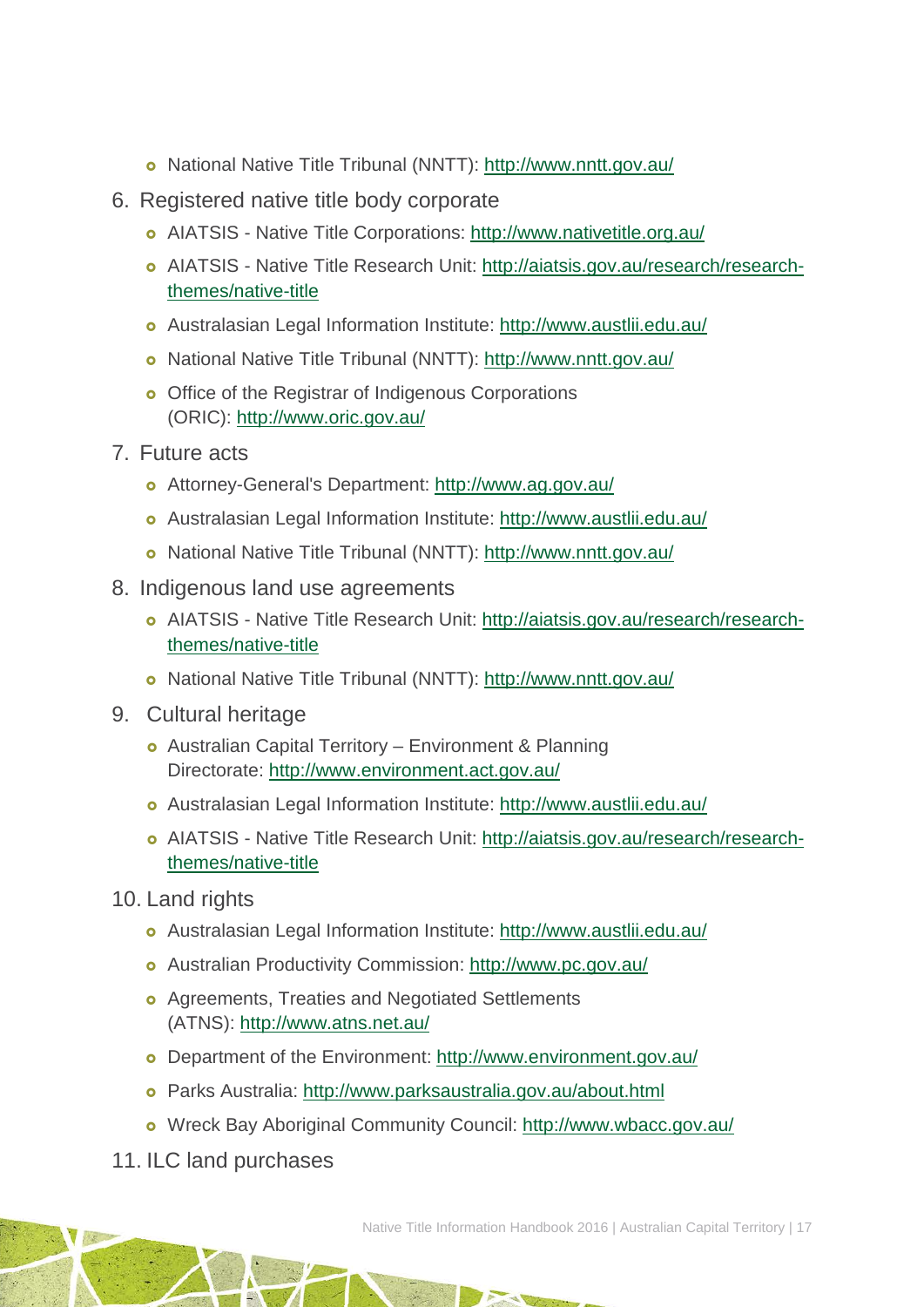- National Native Title Tribunal (NNTT): http://www.nntt.gov.au/

6. Registered native title body corporate
   - AIATSIS - Native Title Corporations: http://www.nativetitle.org.au/
   - AIATSIS - Native Title Research Unit: http://aiatsis.gov.au/research/research-themes/native-title
   - Australasian Legal Information Institute: http://www.austlii.edu.au/
   - National Native Title Tribunal (NNTT): http://www.nntt.gov.au/
   - Office of the Registrar of Indigenous Corporations (ORIC): http://www.oric.gov.au/

7. Future acts
   - Attorney-General's Department: http://www.ag.gov.au/
   - Australasian Legal Information Institute: http://www.austlii.edu.au/
   - National Native Title Tribunal (NNTT): http://www.nntt.gov.au/

8. Indigenous land use agreements
   - AIATSIS - Native Title Research Unit: http://aiatsis.gov.au/research/research-themes/native-title
   - National Native Title Tribunal (NNTT): http://www.nntt.gov.au/

9. Cultural heritage
   - Australian Capital Territory – Environment & Planning Directorate: http://www.environment.act.gov.au/
   - Australasian Legal Information Institute: http://www.austlii.edu.au/
   - AIATSIS - Native Title Research Unit: http://aiatsis.gov.au/research/research-themes/native-title

10. Land rights
    - Australasian Legal Information Institute: http://www.austlii.edu.au/
    - Australian Productivity Commission: http://www.pc.gov.au/
    - Agreements, Treaties and Negotiated Settlements (ATNS): http://www.atns.net.au/
    - Department of the Environment: http://www.environment.gov.au/
    - Parks Australia: http://www.parksaustralia.gov.au/about.html
    - Wreck Bay Aboriginal Community Council: http://www.wbacc.gov.au/

11. ILC land purchases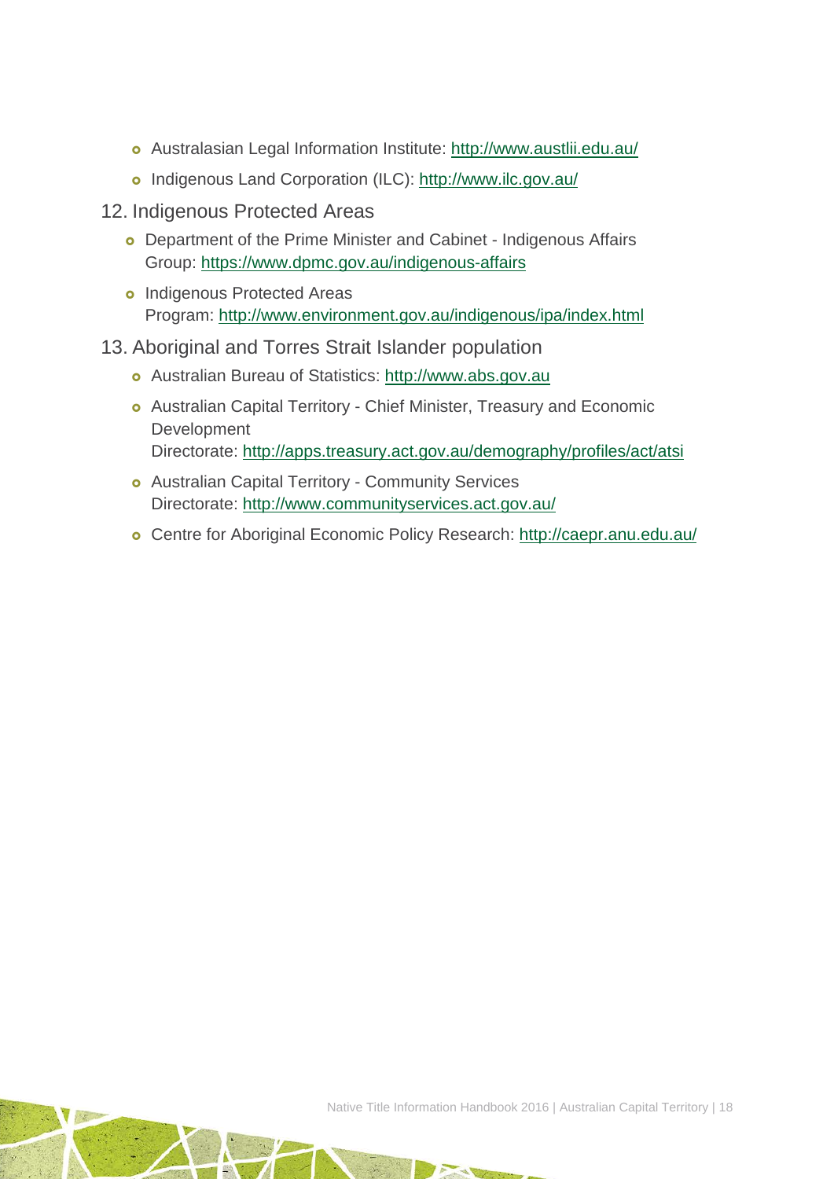- Australasian Legal Information Institute: http://www.austlii.edu.au/
- Indigenous Land Corporation (ILC): http://www.ilc.gov.au/

12. Indigenous Protected Areas
    - Department of the Prime Minister and Cabinet - Indigenous Affairs Group: https://www.dpmc.gov.au/indigenous-affairs
    - Indigenous Protected Areas Program: http://www.environment.gov.au/indigenous/ipa/index.html
13. Aboriginal and Torres Strait Islander population
    - Australian Bureau of Statistics: http://www.abs.gov.au
    - Australian Capital Territory - Chief Minister, Treasury and Economic Development Directorate: http://apps.treasury.act.gov.au/demography/profiles/act/atsi
    - Australian Capital Territory - Community Services Directorate: http://www.communityservices.act.gov.au/
    - Centre for Aboriginal Economic Policy Research: http://caepr.anu.edu.au/